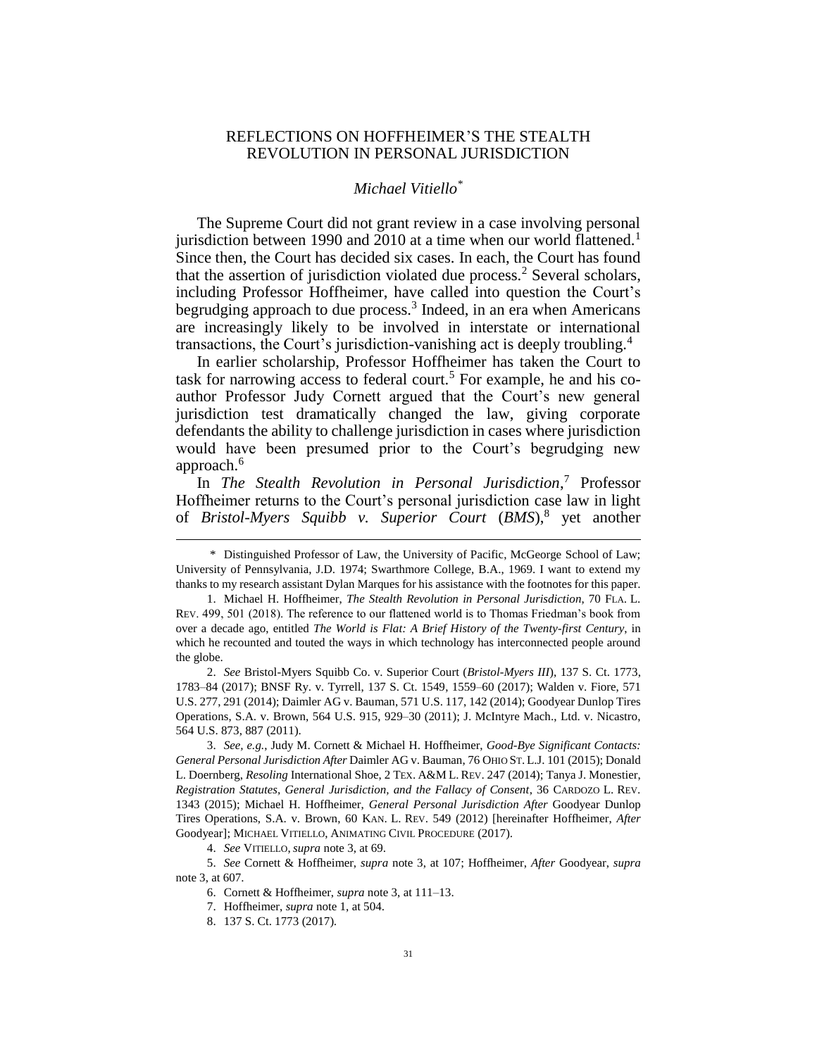# REFLECTIONS ON HOFFHEIMER'S THE STEALTH REVOLUTION IN PERSONAL JURISDICTION

*Michael Vitiello*[*]

The Supreme Court did not grant review in a case involving personal jurisdiction between 1990 and 2010 at a time when our world flattened.[1] Since then, the Court has decided six cases. In each, the Court has found that the assertion of jurisdiction violated due process.[2] Several scholars, including Professor Hoffheimer, have called into question the Court's begrudging approach to due process.[3] Indeed, in an era when Americans are increasingly likely to be involved in interstate or international transactions, the Court's jurisdiction-vanishing act is deeply troubling.[4]

In earlier scholarship, Professor Hoffheimer has taken the Court to task for narrowing access to federal court.[5] For example, he and his co-author Professor Judy Cornett argued that the Court's new general jurisdiction test dramatically changed the law, giving corporate defendants the ability to challenge jurisdiction in cases where jurisdiction would have been presumed prior to the Court's begrudging new approach.[6]

In *The Stealth Revolution in Personal Jurisdiction*,[7] Professor Hoffheimer returns to the Court's personal jurisdiction case law in light of *Bristol-Myers Squibb v. Superior Court* (*BMS*),[8] yet another

---

\* Distinguished Professor of Law, the University of Pacific, McGeorge School of Law; University of Pennsylvania, J.D. 1974; Swarthmore College, B.A., 1969. I want to extend my thanks to my research assistant Dylan Marques for his assistance with the footnotes for this paper.

1. Michael H. Hoffheimer, *The Stealth Revolution in Personal Jurisdiction*, 70 FLA. L. REV. 499, 501 (2018). The reference to our flattened world is to Thomas Friedman's book from over a decade ago, entitled *The World is Flat: A Brief History of the Twenty-first Century*, in which he recounted and touted the ways in which technology has interconnected people around the globe.

2. *See* Bristol-Myers Squibb Co. v. Superior Court (*Bristol-Myers III*), 137 S. Ct. 1773, 1783–84 (2017); BNSF Ry. v. Tyrrell, 137 S. Ct. 1549, 1559–60 (2017); Walden v. Fiore, 571 U.S. 277, 291 (2014); Daimler AG v. Bauman, 571 U.S. 117, 142 (2014); Goodyear Dunlop Tires Operations, S.A. v. Brown, 564 U.S. 915, 929–30 (2011); J. McIntyre Mach., Ltd. v. Nicastro, 564 U.S. 873, 887 (2011).

3. *See, e.g.*, Judy M. Cornett & Michael H. Hoffheimer, *Good-Bye Significant Contacts: General Personal Jurisdiction After* Daimler AG v. Bauman, 76 OHIO ST. L.J. 101 (2015); Donald L. Doernberg, *Resoling* International Shoe, 2 TEX. A&M L. REV. 247 (2014); Tanya J. Monestier, *Registration Statutes, General Jurisdiction, and the Fallacy of Consent*, 36 CARDOZO L. REV. 1343 (2015); Michael H. Hoffheimer, *General Personal Jurisdiction After* Goodyear Dunlop Tires Operations, S.A. v. Brown, 60 KAN. L. REV. 549 (2012) [hereinafter Hoffheimer, *After* Goodyear]; MICHAEL VITIELLO, ANIMATING CIVIL PROCEDURE (2017).

4. *See* VITIELLO, *supra* note 3, at 69.

5. *See* Cornett & Hoffheimer, *supra* note 3, at 107; Hoffheimer, *After* Goodyear, *supra* note 3, at 607.

6. Cornett & Hoffheimer, *supra* note 3, at 111–13.

7. Hoffheimer, *supra* note 1, at 504.

8. 137 S. Ct. 1773 (2017).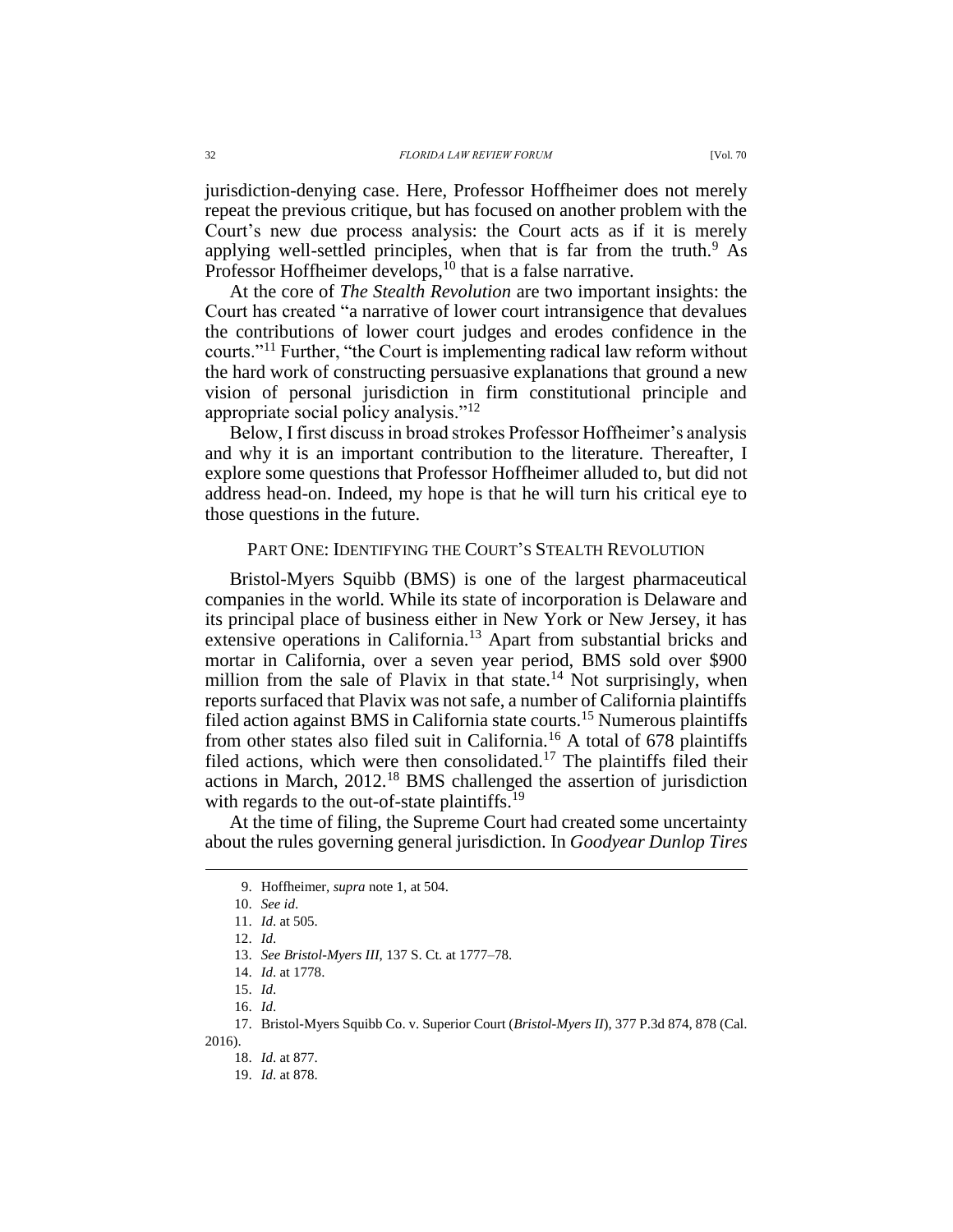jurisdiction-denying case. Here, Professor Hoffheimer does not merely repeat the previous critique, but has focused on another problem with the Court's new due process analysis: the Court acts as if it is merely applying well-settled principles, when that is far from the truth.[9] As Professor Hoffheimer develops,[10] that is a false narrative.

At the core of *The Stealth Revolution* are two important insights: the Court has created "a narrative of lower court intransigence that devalues the contributions of lower court judges and erodes confidence in the courts."[11] Further, "the Court is implementing radical law reform without the hard work of constructing persuasive explanations that ground a new vision of personal jurisdiction in firm constitutional principle and appropriate social policy analysis."[12]

Below, I first discuss in broad strokes Professor Hoffheimer's analysis and why it is an important contribution to the literature. Thereafter, I explore some questions that Professor Hoffheimer alluded to, but did not address head-on. Indeed, my hope is that he will turn his critical eye to those questions in the future.

## PART ONE: IDENTIFYING THE COURT'S STEALTH REVOLUTION

Bristol-Myers Squibb (BMS) is one of the largest pharmaceutical companies in the world. While its state of incorporation is Delaware and its principal place of business either in New York or New Jersey, it has extensive operations in California.[13] Apart from substantial bricks and mortar in California, over a seven year period, BMS sold over $900 million from the sale of Plavix in that state.[14] Not surprisingly, when reports surfaced that Plavix was not safe, a number of California plaintiffs filed action against BMS in California state courts.[15] Numerous plaintiffs from other states also filed suit in California.[16] A total of 678 plaintiffs filed actions, which were then consolidated.[17] The plaintiffs filed their actions in March, 2012.[18] BMS challenged the assertion of jurisdiction with regards to the out-of-state plaintiffs.[19]

At the time of filing, the Supreme Court had created some uncertainty about the rules governing general jurisdiction. In *Goodyear Dunlop Tires*

---

9. Hoffheimer, *supra* note 1, at 504.

10. *See id*.

11. *Id*. at 505.

12. *Id*.

13. *See Bristol-Myers III*, 137 S. Ct. at 1777–78.

14. *Id*. at 1778.

15. *Id*.

16. *Id*.

17. Bristol-Myers Squibb Co. v. Superior Court (*Bristol-Myers II*), 377 P.3d 874, 878 (Cal. 2016).

18. *Id*. at 877.

19. *Id*. at 878.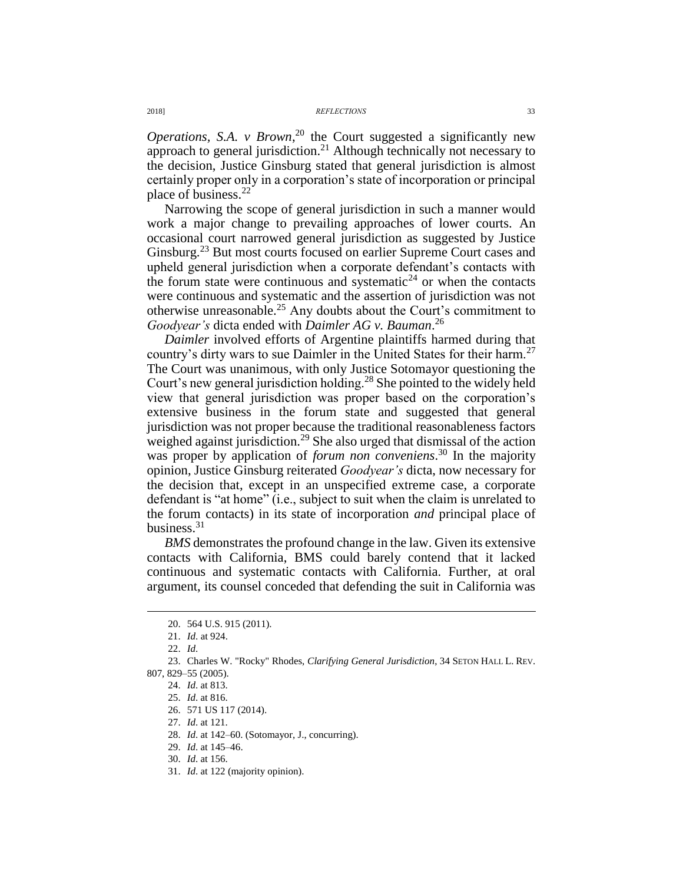*Operations, S.A. v Brown*,[20] the Court suggested a significantly new approach to general jurisdiction.[21] Although technically not necessary to the decision, Justice Ginsburg stated that general jurisdiction is almost certainly proper only in a corporation's state of incorporation or principal place of business.[22]

Narrowing the scope of general jurisdiction in such a manner would work a major change to prevailing approaches of lower courts. An occasional court narrowed general jurisdiction as suggested by Justice Ginsburg.[23] But most courts focused on earlier Supreme Court cases and upheld general jurisdiction when a corporate defendant's contacts with the forum state were continuous and systematic[24] or when the contacts were continuous and systematic and the assertion of jurisdiction was not otherwise unreasonable.[25] Any doubts about the Court's commitment to *Goodyear's* dicta ended with *Daimler AG v. Bauman*.[26]

*Daimler* involved efforts of Argentine plaintiffs harmed during that country's dirty wars to sue Daimler in the United States for their harm.[27] The Court was unanimous, with only Justice Sotomayor questioning the Court's new general jurisdiction holding.[28] She pointed to the widely held view that general jurisdiction was proper based on the corporation's extensive business in the forum state and suggested that general jurisdiction was not proper because the traditional reasonableness factors weighed against jurisdiction.[29] She also urged that dismissal of the action was proper by application of *forum non conveniens*.[30] In the majority opinion, Justice Ginsburg reiterated *Goodyear's* dicta, now necessary for the decision that, except in an unspecified extreme case, a corporate defendant is "at home" (i.e., subject to suit when the claim is unrelated to the forum contacts) in its state of incorporation *and* principal place of business.[31]

*BMS* demonstrates the profound change in the law. Given its extensive contacts with California, BMS could barely contend that it lacked continuous and systematic contacts with California. Further, at oral argument, its counsel conceded that defending the suit in California was

---

20. 564 U.S. 915 (2011).

21. *Id.* at 924.

22. *Id.*

23. Charles W. "Rocky" Rhodes, *Clarifying General Jurisdiction*, 34 SETON HALL L. REV. 807, 829–55 (2005).

24. *Id.* at 813.

25. *Id.* at 816.

26. 571 US 117 (2014).

27. *Id.* at 121.

28. *Id.* at 142–60. (Sotomayor, J., concurring).

29. *Id.* at 145–46.

30. *Id.* at 156.

31. *Id.* at 122 (majority opinion).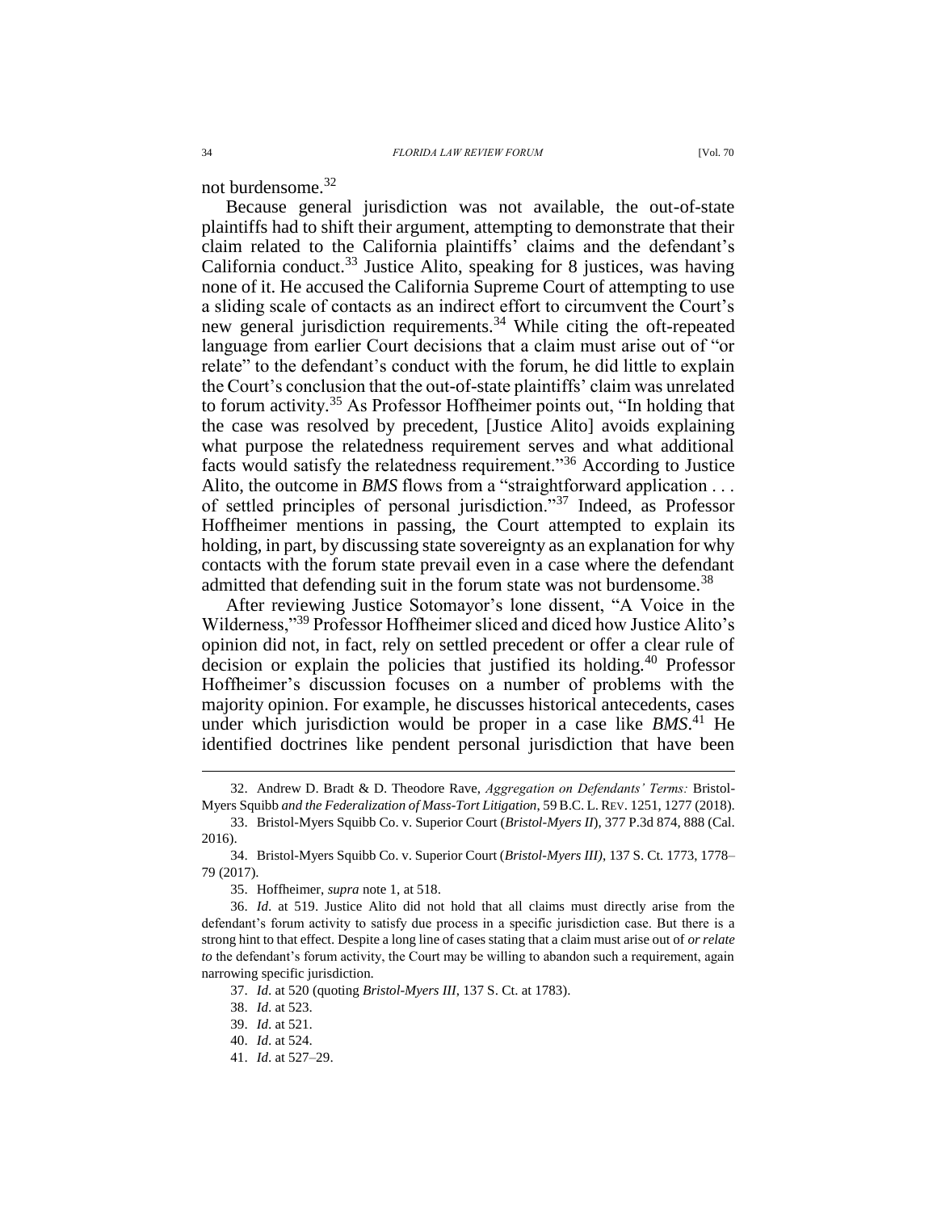not burdensome.[32]

Because general jurisdiction was not available, the out-of-state plaintiffs had to shift their argument, attempting to demonstrate that their claim related to the California plaintiffs' claims and the defendant's California conduct.[33] Justice Alito, speaking for 8 justices, was having none of it. He accused the California Supreme Court of attempting to use a sliding scale of contacts as an indirect effort to circumvent the Court's new general jurisdiction requirements.[34] While citing the oft-repeated language from earlier Court decisions that a claim must arise out of "or relate" to the defendant's conduct with the forum, he did little to explain the Court's conclusion that the out-of-state plaintiffs' claim was unrelated to forum activity.[35] As Professor Hoffheimer points out, "In holding that the case was resolved by precedent, [Justice Alito] avoids explaining what purpose the relatedness requirement serves and what additional facts would satisfy the relatedness requirement."[36] According to Justice Alito, the outcome in *BMS* flows from a "straightforward application . . . of settled principles of personal jurisdiction."[37] Indeed, as Professor Hoffheimer mentions in passing, the Court attempted to explain its holding, in part, by discussing state sovereignty as an explanation for why contacts with the forum state prevail even in a case where the defendant admitted that defending suit in the forum state was not burdensome.[38]

After reviewing Justice Sotomayor's lone dissent, "A Voice in the Wilderness,"[39] Professor Hoffheimer sliced and diced how Justice Alito's opinion did not, in fact, rely on settled precedent or offer a clear rule of decision or explain the policies that justified its holding.[40] Professor Hoffheimer's discussion focuses on a number of problems with the majority opinion. For example, he discusses historical antecedents, cases under which jurisdiction would be proper in a case like *BMS*.[41] He identified doctrines like pendent personal jurisdiction that have been

---

32. Andrew D. Bradt & D. Theodore Rave, *Aggregation on Defendants' Terms:* Bristol-Myers Squibb *and the Federalization of Mass-Tort Litigation*, 59 B.C. L. REV. 1251, 1277 (2018).

33. Bristol-Myers Squibb Co. v. Superior Court (*Bristol-Myers II*), 377 P.3d 874, 888 (Cal. 2016).

34. Bristol-Myers Squibb Co. v. Superior Court (*Bristol-Myers III)*, 137 S. Ct. 1773, 1778–79 (2017).

35. Hoffheimer, *supra* note 1, at 518.

36. *Id.* at 519. Justice Alito did not hold that all claims must directly arise from the defendant's forum activity to satisfy due process in a specific jurisdiction case. But there is a strong hint to that effect. Despite a long line of cases stating that a claim must arise out of *or relate to* the defendant's forum activity, the Court may be willing to abandon such a requirement, again narrowing specific jurisdiction.

37. *Id.* at 520 (quoting *Bristol-Myers III*, 137 S. Ct. at 1783).

38. *Id.* at 523.

39. *Id.* at 521.

40. *Id.* at 524.

41. *Id.* at 527–29.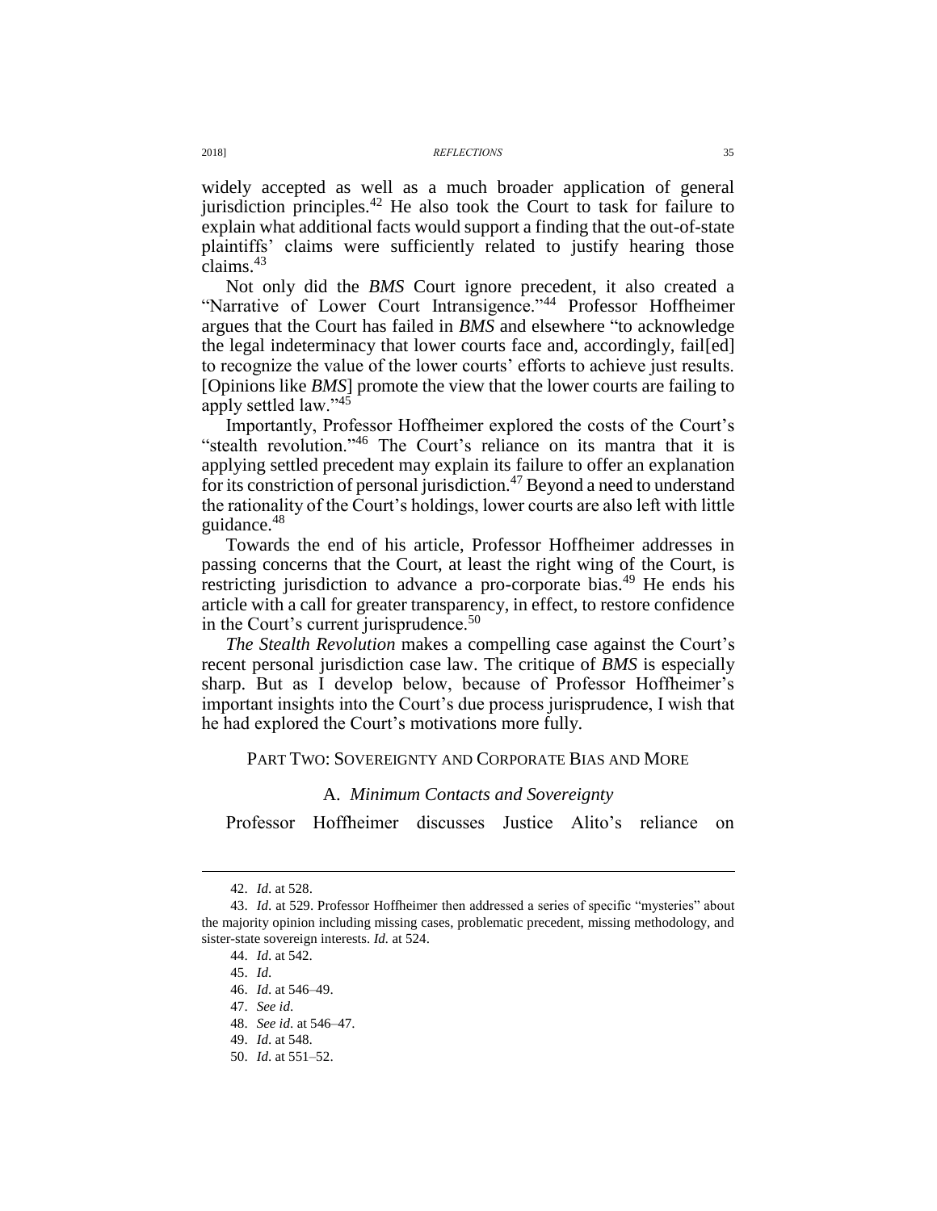widely accepted as well as a much broader application of general jurisdiction principles.[42] He also took the Court to task for failure to explain what additional facts would support a finding that the out-of-state plaintiffs' claims were sufficiently related to justify hearing those claims.[43]

Not only did the *BMS* Court ignore precedent, it also created a "Narrative of Lower Court Intransigence."[44] Professor Hoffheimer argues that the Court has failed in *BMS* and elsewhere "to acknowledge the legal indeterminacy that lower courts face and, accordingly, fail[ed] to recognize the value of the lower courts' efforts to achieve just results. [Opinions like *BMS*] promote the view that the lower courts are failing to apply settled law."[45]

Importantly, Professor Hoffheimer explored the costs of the Court's "stealth revolution."[46] The Court's reliance on its mantra that it is applying settled precedent may explain its failure to offer an explanation for its constriction of personal jurisdiction.[47] Beyond a need to understand the rationality of the Court's holdings, lower courts are also left with little guidance.[48]

Towards the end of his article, Professor Hoffheimer addresses in passing concerns that the Court, at least the right wing of the Court, is restricting jurisdiction to advance a pro-corporate bias.[49] He ends his article with a call for greater transparency, in effect, to restore confidence in the Court's current jurisprudence.[50]

*The Stealth Revolution* makes a compelling case against the Court's recent personal jurisdiction case law. The critique of *BMS* is especially sharp. But as I develop below, because of Professor Hoffheimer's important insights into the Court's due process jurisprudence, I wish that he had explored the Court's motivations more fully.

## PART TWO: SOVEREIGNTY AND CORPORATE BIAS AND MORE

### A. *Minimum Contacts and Sovereignty*

Professor Hoffheimer discusses Justice Alito's reliance on

---

42. *Id.* at 528.

43. *Id.* at 529. Professor Hoffheimer then addressed a series of specific "mysteries" about the majority opinion including missing cases, problematic precedent, missing methodology, and sister-state sovereign interests. *Id.* at 524.

44. *Id.* at 542.

45. *Id.*

46. *Id.* at 546–49.

47. *See id.*

48. *See id.* at 546–47.

49. *Id.* at 548.

50. *Id.* at 551–52.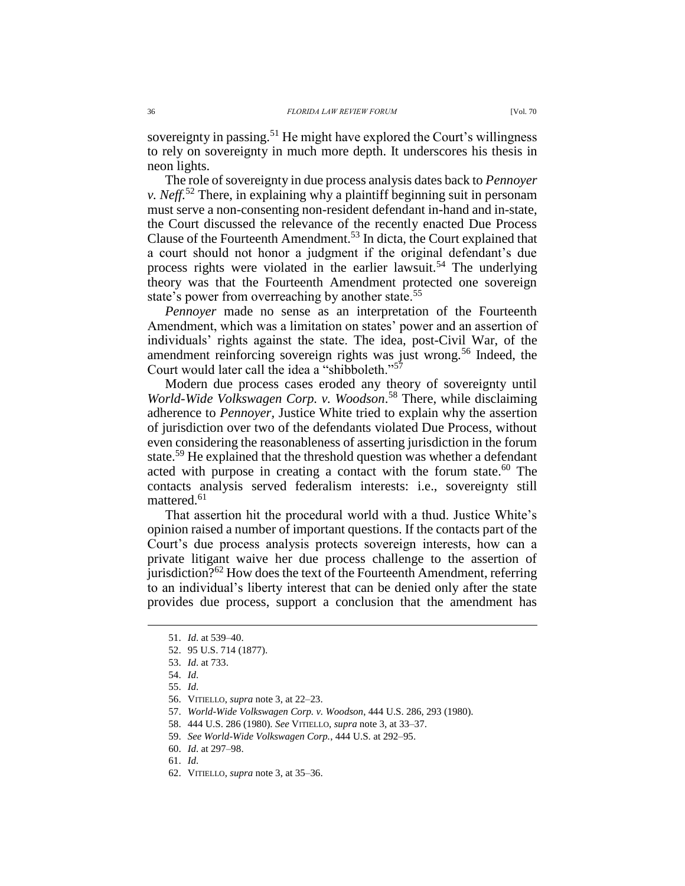sovereignty in passing.[51] He might have explored the Court's willingness to rely on sovereignty in much more depth. It underscores his thesis in neon lights.

The role of sovereignty in due process analysis dates back to *Pennoyer v. Neff*.[52] There, in explaining why a plaintiff beginning suit in personam must serve a non-consenting non-resident defendant in-hand and in-state, the Court discussed the relevance of the recently enacted Due Process Clause of the Fourteenth Amendment.[53] In dicta, the Court explained that a court should not honor a judgment if the original defendant's due process rights were violated in the earlier lawsuit.[54] The underlying theory was that the Fourteenth Amendment protected one sovereign state's power from overreaching by another state.[55]

*Pennoyer* made no sense as an interpretation of the Fourteenth Amendment, which was a limitation on states' power and an assertion of individuals' rights against the state. The idea, post-Civil War, of the amendment reinforcing sovereign rights was just wrong.[56] Indeed, the Court would later call the idea a "shibboleth."[57]

Modern due process cases eroded any theory of sovereignty until *World-Wide Volkswagen Corp. v. Woodson*.[58] There, while disclaiming adherence to *Pennoyer*, Justice White tried to explain why the assertion of jurisdiction over two of the defendants violated Due Process, without even considering the reasonableness of asserting jurisdiction in the forum state.[59] He explained that the threshold question was whether a defendant acted with purpose in creating a contact with the forum state.[60] The contacts analysis served federalism interests: i.e., sovereignty still mattered.[61]

That assertion hit the procedural world with a thud. Justice White's opinion raised a number of important questions. If the contacts part of the Court's due process analysis protects sovereign interests, how can a private litigant waive her due process challenge to the assertion of jurisdiction?[62] How does the text of the Fourteenth Amendment, referring to an individual's liberty interest that can be denied only after the state provides due process, support a conclusion that the amendment has

51. *Id.* at 539–40.

52. 95 U.S. 714 (1877).

53. *Id.* at 733.

54. *Id.*

55. *Id.*

56. VITIELLO, *supra* note 3, at 22–23.

57. *World-Wide Volkswagen Corp. v. Woodson*, 444 U.S. 286, 293 (1980).

58. 444 U.S. 286 (1980). *See* VITIELLO, *supra* note 3, at 33–37.

59. *See World-Wide Volkswagen Corp.*, 444 U.S. at 292–95.

60. *Id.* at 297–98.

61. *Id.*

62. VITIELLO, *supra* note 3, at 35–36.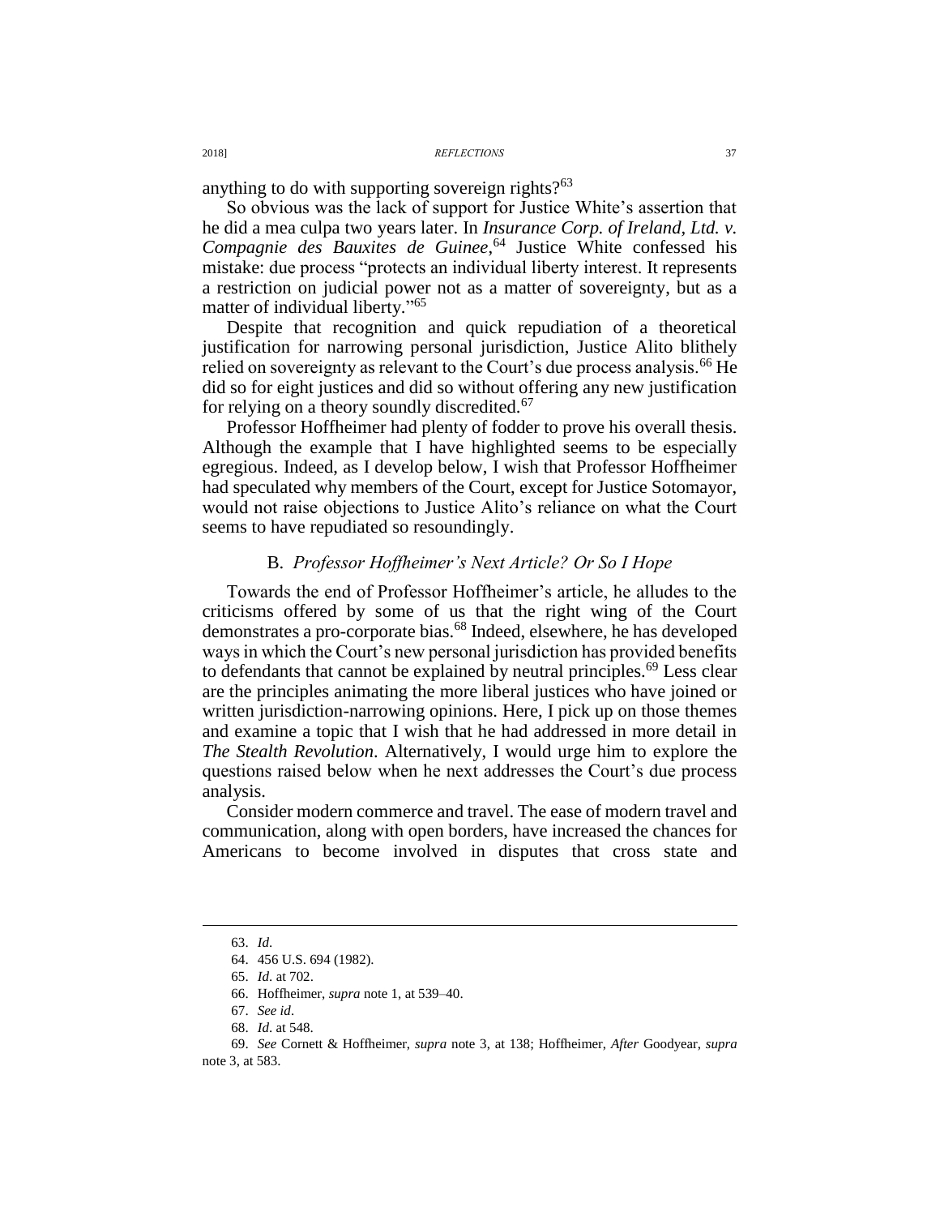anything to do with supporting sovereign rights?[63]

So obvious was the lack of support for Justice White's assertion that he did a mea culpa two years later. In *Insurance Corp. of Ireland, Ltd. v. Compagnie des Bauxites de Guinee*,[64] Justice White confessed his mistake: due process "protects an individual liberty interest. It represents a restriction on judicial power not as a matter of sovereignty, but as a matter of individual liberty."[65]

Despite that recognition and quick repudiation of a theoretical justification for narrowing personal jurisdiction, Justice Alito blithely relied on sovereignty as relevant to the Court's due process analysis.[66] He did so for eight justices and did so without offering any new justification for relying on a theory soundly discredited.[67]

Professor Hoffheimer had plenty of fodder to prove his overall thesis. Although the example that I have highlighted seems to be especially egregious. Indeed, as I develop below, I wish that Professor Hoffheimer had speculated why members of the Court, except for Justice Sotomayor, would not raise objections to Justice Alito's reliance on what the Court seems to have repudiated so resoundingly.

### B. *Professor Hoffheimer's Next Article? Or So I Hope*

Towards the end of Professor Hoffheimer's article, he alludes to the criticisms offered by some of us that the right wing of the Court demonstrates a pro-corporate bias.[68] Indeed, elsewhere, he has developed ways in which the Court's new personal jurisdiction has provided benefits to defendants that cannot be explained by neutral principles.[69] Less clear are the principles animating the more liberal justices who have joined or written jurisdiction-narrowing opinions. Here, I pick up on those themes and examine a topic that I wish that he had addressed in more detail in *The Stealth Revolution*. Alternatively, I would urge him to explore the questions raised below when he next addresses the Court's due process analysis.

Consider modern commerce and travel. The ease of modern travel and communication, along with open borders, have increased the chances for Americans to become involved in disputes that cross state and

---

63. *Id*.

64. 456 U.S. 694 (1982).

65. *Id*. at 702.

66. Hoffheimer, *supra* note 1, at 539–40.

67. *See id*.

68. *Id*. at 548.

69. *See* Cornett & Hoffheimer, *supra* note 3, at 138; Hoffheimer, *After* Goodyear, *supra* note 3, at 583.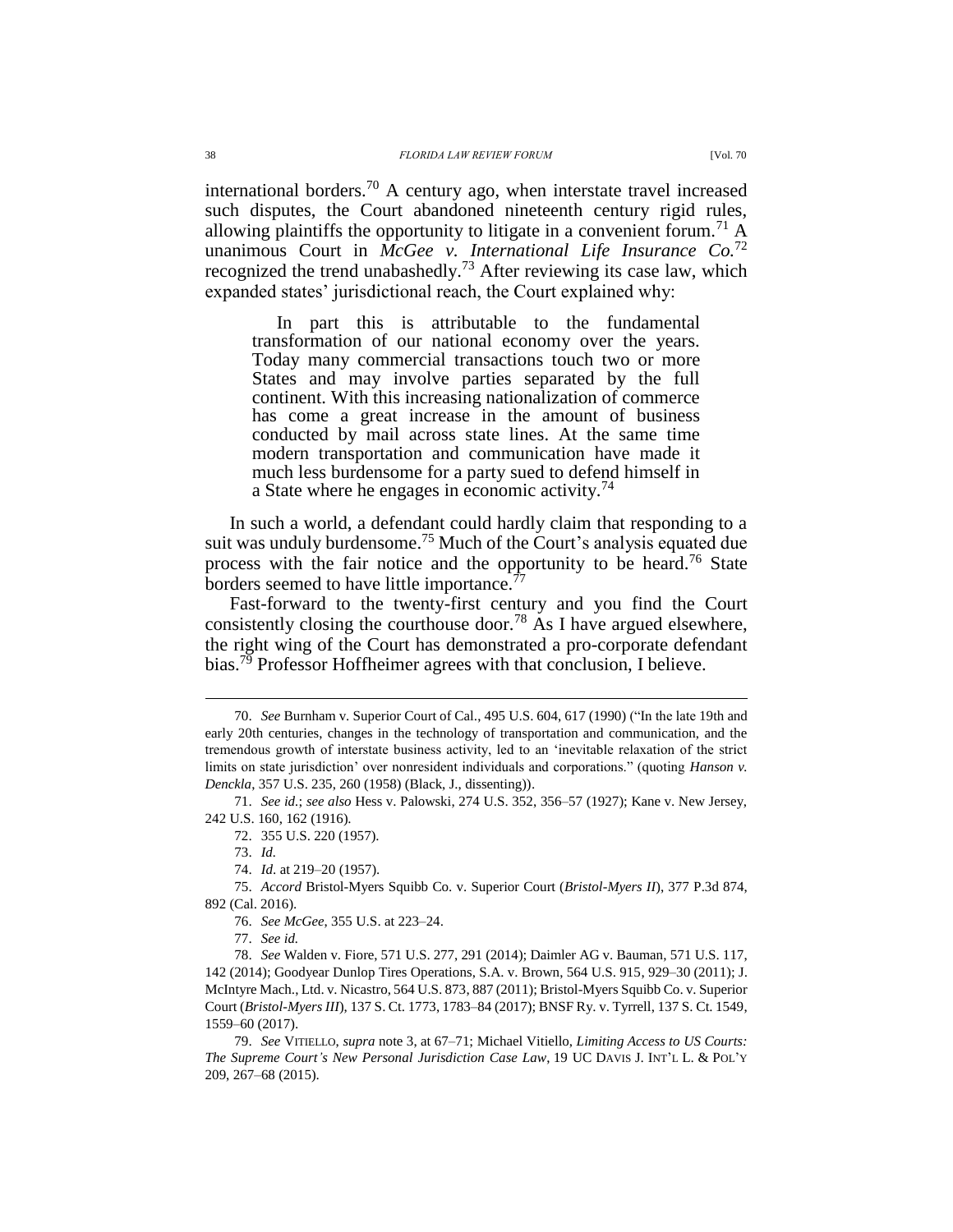international borders.[70] A century ago, when interstate travel increased such disputes, the Court abandoned nineteenth century rigid rules, allowing plaintiffs the opportunity to litigate in a convenient forum.[71] A unanimous Court in *McGee v. International Life Insurance Co.*[72] recognized the trend unabashedly.[73] After reviewing its case law, which expanded states' jurisdictional reach, the Court explained why:

> In part this is attributable to the fundamental transformation of our national economy over the years. Today many commercial transactions touch two or more States and may involve parties separated by the full continent. With this increasing nationalization of commerce has come a great increase in the amount of business conducted by mail across state lines. At the same time modern transportation and communication have made it much less burdensome for a party sued to defend himself in a State where he engages in economic activity.[74]

In such a world, a defendant could hardly claim that responding to a suit was unduly burdensome.[75] Much of the Court's analysis equated due process with the fair notice and the opportunity to be heard.[76] State borders seemed to have little importance.[77]

Fast-forward to the twenty-first century and you find the Court consistently closing the courthouse door.[78] As I have argued elsewhere, the right wing of the Court has demonstrated a pro-corporate defendant bias.[79] Professor Hoffheimer agrees with that conclusion, I believe.

---

70. *See* Burnham v. Superior Court of Cal., 495 U.S. 604, 617 (1990) ("In the late 19th and early 20th centuries, changes in the technology of transportation and communication, and the tremendous growth of interstate business activity, led to an 'inevitable relaxation of the strict limits on state jurisdiction' over nonresident individuals and corporations." (quoting *Hanson v. Denckla*, 357 U.S. 235, 260 (1958) (Black, J., dissenting)).

71. *See id.*; *see also* Hess v. Palowski, 274 U.S. 352, 356–57 (1927); Kane v. New Jersey, 242 U.S. 160, 162 (1916).

72. 355 U.S. 220 (1957).

73. *Id.*

74. *Id.* at 219–20 (1957).

75. *Accord* Bristol-Myers Squibb Co. v. Superior Court (*Bristol-Myers II*), 377 P.3d 874, 892 (Cal. 2016).

76. *See McGee*, 355 U.S. at 223–24.

77. *See id.*

78. *See* Walden v. Fiore, 571 U.S. 277, 291 (2014); Daimler AG v. Bauman, 571 U.S. 117, 142 (2014); Goodyear Dunlop Tires Operations, S.A. v. Brown, 564 U.S. 915, 929–30 (2011); J. McIntyre Mach., Ltd. v. Nicastro, 564 U.S. 873, 887 (2011); Bristol-Myers Squibb Co. v. Superior Court (*Bristol-Myers III*), 137 S. Ct. 1773, 1783–84 (2017); BNSF Ry. v. Tyrrell, 137 S. Ct. 1549, 1559–60 (2017).

79. *See* VITIELLO, *supra* note 3, at 67–71; Michael Vitiello, *Limiting Access to US Courts: The Supreme Court's New Personal Jurisdiction Case Law*, 19 UC DAVIS J. INT'L L. & POL'Y 209, 267–68 (2015).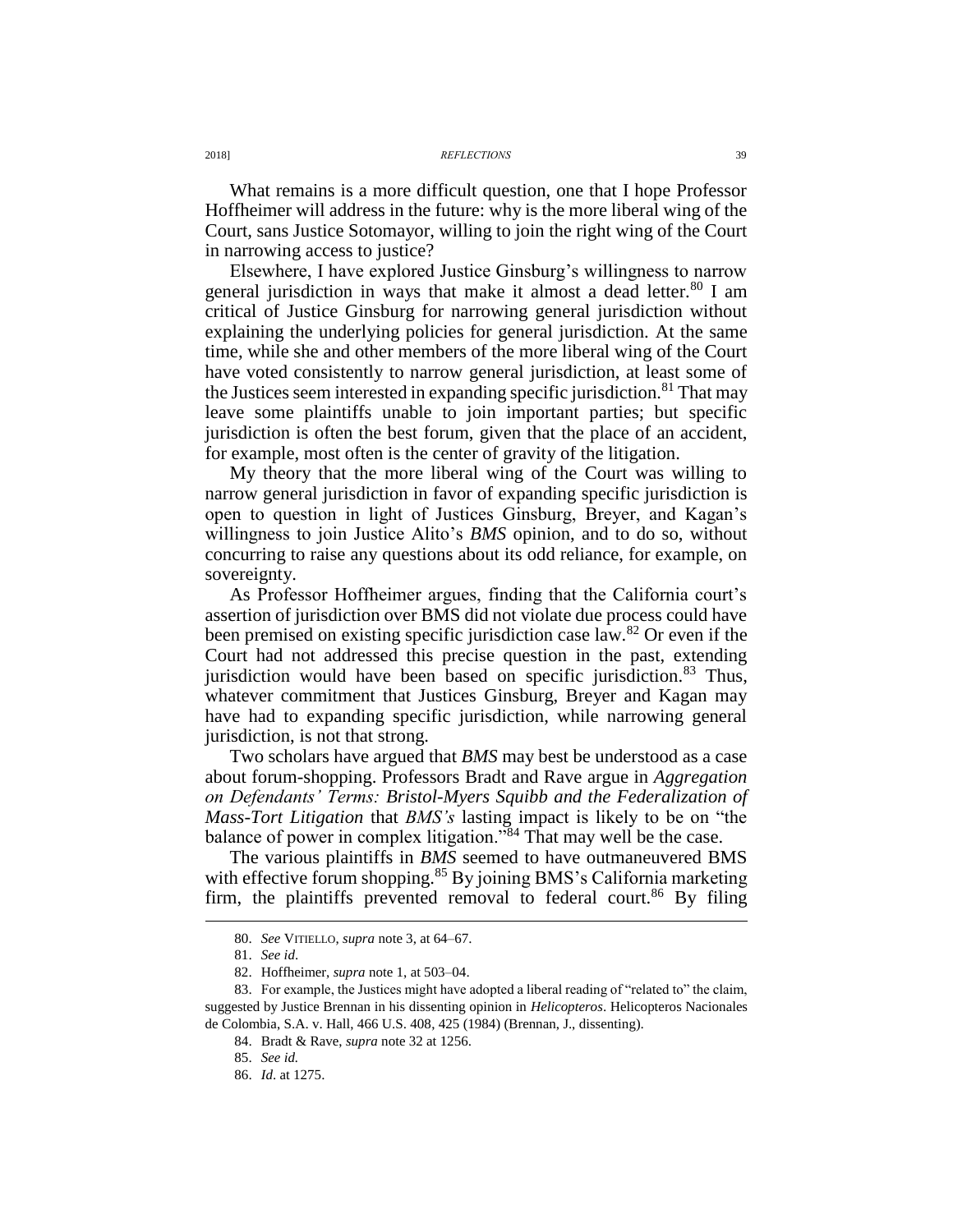What remains is a more difficult question, one that I hope Professor Hoffheimer will address in the future: why is the more liberal wing of the Court, sans Justice Sotomayor, willing to join the right wing of the Court in narrowing access to justice?

Elsewhere, I have explored Justice Ginsburg's willingness to narrow general jurisdiction in ways that make it almost a dead letter.[80] I am critical of Justice Ginsburg for narrowing general jurisdiction without explaining the underlying policies for general jurisdiction. At the same time, while she and other members of the more liberal wing of the Court have voted consistently to narrow general jurisdiction, at least some of the Justices seem interested in expanding specific jurisdiction.[81] That may leave some plaintiffs unable to join important parties; but specific jurisdiction is often the best forum, given that the place of an accident, for example, most often is the center of gravity of the litigation.

My theory that the more liberal wing of the Court was willing to narrow general jurisdiction in favor of expanding specific jurisdiction is open to question in light of Justices Ginsburg, Breyer, and Kagan's willingness to join Justice Alito's *BMS* opinion, and to do so, without concurring to raise any questions about its odd reliance, for example, on sovereignty.

As Professor Hoffheimer argues, finding that the California court's assertion of jurisdiction over BMS did not violate due process could have been premised on existing specific jurisdiction case law.[82] Or even if the Court had not addressed this precise question in the past, extending jurisdiction would have been based on specific jurisdiction.[83] Thus, whatever commitment that Justices Ginsburg, Breyer and Kagan may have had to expanding specific jurisdiction, while narrowing general jurisdiction, is not that strong.

Two scholars have argued that *BMS* may best be understood as a case about forum-shopping. Professors Bradt and Rave argue in *Aggregation on Defendants' Terms: Bristol-Myers Squibb and the Federalization of Mass-Tort Litigation* that *BMS's* lasting impact is likely to be on "the balance of power in complex litigation."[84] That may well be the case.

The various plaintiffs in *BMS* seemed to have outmaneuvered BMS with effective forum shopping.[85] By joining BMS's California marketing firm, the plaintiffs prevented removal to federal court.[86] By filing

80. *See* VITIELLO, *supra* note 3, at 64–67.

81. *See id.*

82. Hoffheimer, *supra* note 1, at 503–04.

83. For example, the Justices might have adopted a liberal reading of "related to" the claim, suggested by Justice Brennan in his dissenting opinion in *Helicopteros*. Helicopteros Nacionales de Colombia, S.A. v. Hall, 466 U.S. 408, 425 (1984) (Brennan, J., dissenting).

84. Bradt & Rave, *supra* note 32 at 1256.

85. *See id.*

86. *Id*. at 1275.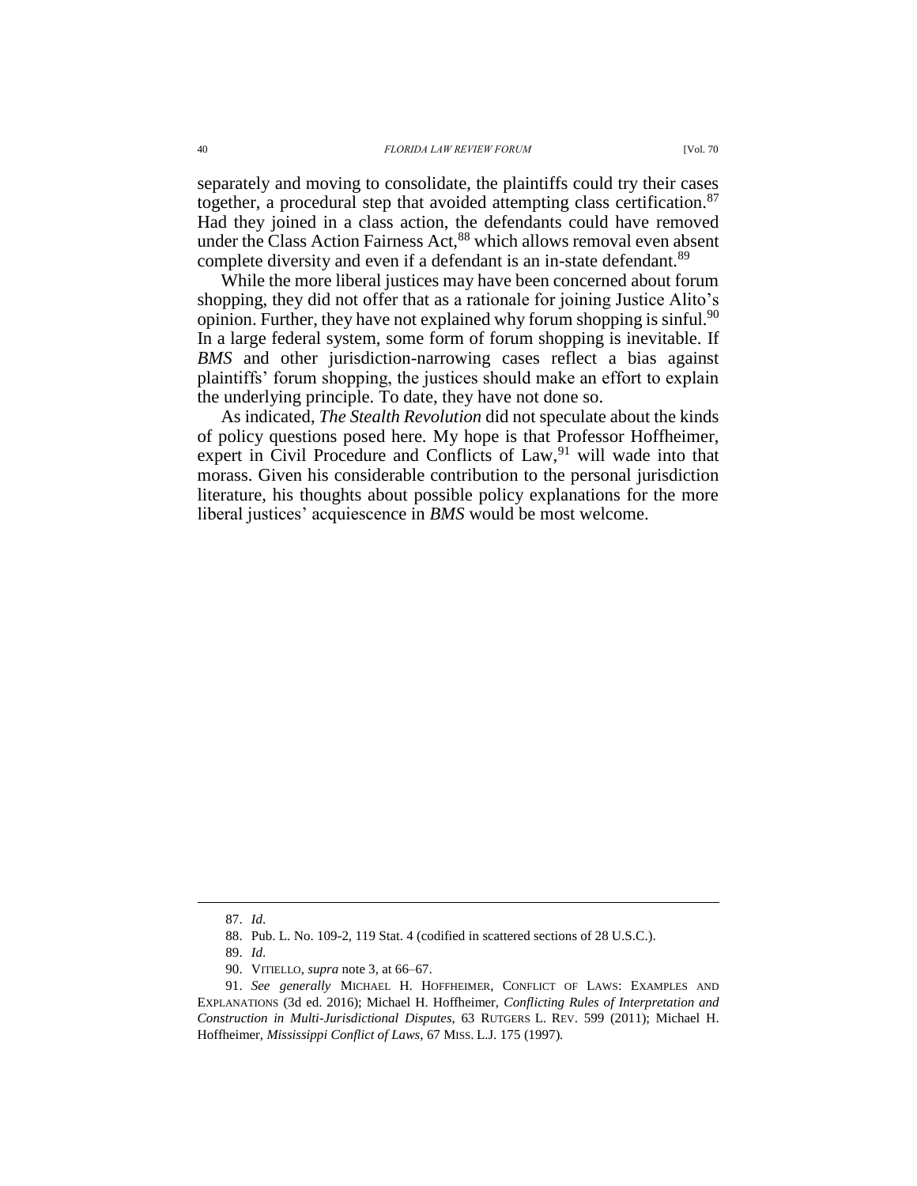separately and moving to consolidate, the plaintiffs could try their cases together, a procedural step that avoided attempting class certification.[87] Had they joined in a class action, the defendants could have removed under the Class Action Fairness Act,[88] which allows removal even absent complete diversity and even if a defendant is an in-state defendant.[89]

While the more liberal justices may have been concerned about forum shopping, they did not offer that as a rationale for joining Justice Alito's opinion. Further, they have not explained why forum shopping is sinful.[90] In a large federal system, some form of forum shopping is inevitable. If *BMS* and other jurisdiction-narrowing cases reflect a bias against plaintiffs' forum shopping, the justices should make an effort to explain the underlying principle. To date, they have not done so.

As indicated, *The Stealth Revolution* did not speculate about the kinds of policy questions posed here. My hope is that Professor Hoffheimer, expert in Civil Procedure and Conflicts of Law,[91] will wade into that morass. Given his considerable contribution to the personal jurisdiction literature, his thoughts about possible policy explanations for the more liberal justices' acquiescence in *BMS* would be most welcome.

---

87. *Id.*

88. Pub. L. No. 109-2, 119 Stat. 4 (codified in scattered sections of 28 U.S.C.).

89. *Id.*

90. VITIELLO, *supra* note 3, at 66–67.

91. *See generally* MICHAEL H. HOFFHEIMER, CONFLICT OF LAWS: EXAMPLES AND EXPLANATIONS (3d ed. 2016); Michael H. Hoffheimer, *Conflicting Rules of Interpretation and Construction in Multi-Jurisdictional Disputes*, 63 RUTGERS L. REV. 599 (2011); Michael H. Hoffheimer, *Mississippi Conflict of Laws*, 67 MISS. L.J. 175 (1997).